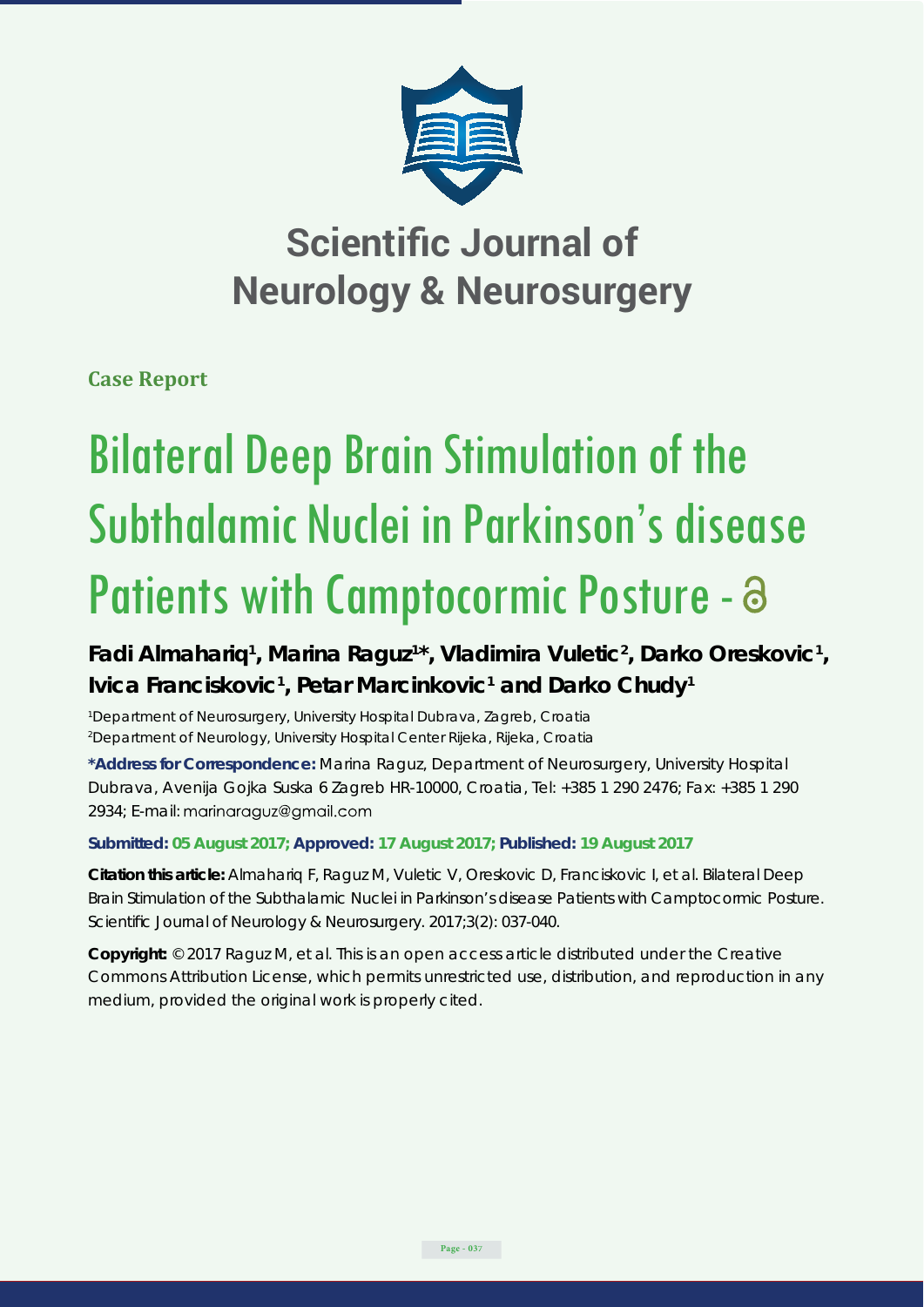# Scientific Journal of Neurology & Neurosurgery

**Case Report**

# Bilateral Deep Brain Stimulation of the Subthalamic Nuclei in Parkinson's disease Patients with Camptocormic Posture -

**Fadi Almahariq[1], Marina Raguz[1]*, Vladimira Vuletic[2], Darko Oreskovic[1], Ivica Franciskovic[1], Petar Marcinkovic[1] and Darko Chudy[1]**

[1]Department of Neurosurgery, University Hospital Dubrava, Zagreb, Croatia
[2]Department of Neurology, University Hospital Center Rijeka, Rijeka, Croatia

**\*Address for Correspondence:** Marina Raguz, Department of Neurosurgery, University Hospital Dubrava, Avenija Gojka Suska 6 Zagreb HR-10000, Croatia, Tel: +385 1 290 2476; Fax: +385 1 290 2934; E-mail: marinaraguz@gmail.com

**Submitted: 05 August 2017; Approved: 17 August 2017; Published: 19 August 2017**

**Citation this article:** Almahariq F, Raguz M, Vuletic V, Oreskovic D, Franciskovic I, et al. Bilateral Deep Brain Stimulation of the Subthalamic Nuclei in Parkinson's disease Patients with Camptocormic Posture. Scientific Journal of Neurology & Neurosurgery. 2017;3(2): 037-040.

**Copyright:** © 2017 Raguz M, et al. This is an open access article distributed under the Creative Commons Attribution License, which permits unrestricted use, distribution, and reproduction in any medium, provided the original work is properly cited.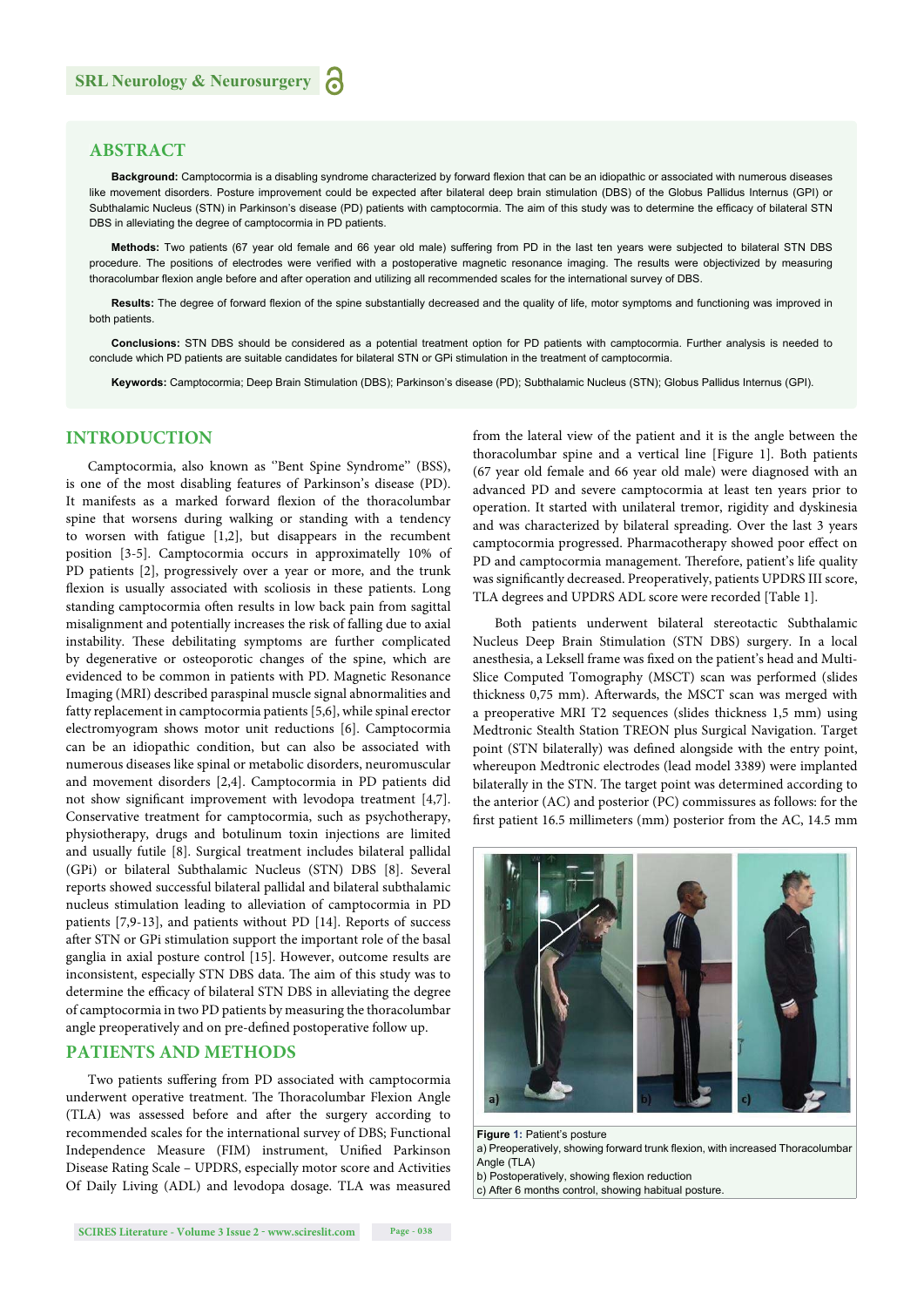## ABSTRACT

**Background:** Camptocormia is a disabling syndrome characterized by forward flexion that can be an idiopathic or associated with numerous diseases like movement disorders. Posture improvement could be expected after bilateral deep brain stimulation (DBS) of the Globus Pallidus Internus (GPI) or Subthalamic Nucleus (STN) in Parkinson's disease (PD) patients with camptocormia. The aim of this study was to determine the efficacy of bilateral STN DBS in alleviating the degree of camptocormia in PD patients.

**Methods:** Two patients (67 year old female and 66 year old male) suffering from PD in the last ten years were subjected to bilateral STN DBS procedure. The positions of electrodes were verified with a postoperative magnetic resonance imaging. The results were objectivized by measuring thoracolumbar flexion angle before and after operation and utilizing all recommended scales for the international survey of DBS.

**Results:** The degree of forward flexion of the spine substantially decreased and the quality of life, motor symptoms and functioning was improved in both patients.

**Conclusions:** STN DBS should be considered as a potential treatment option for PD patients with camptocormia. Further analysis is needed to conclude which PD patients are suitable candidates for bilateral STN or GPi stimulation in the treatment of camptocormia.

**Keywords:** Camptocormia; Deep Brain Stimulation (DBS); Parkinson's disease (PD); Subthalamic Nucleus (STN); Globus Pallidus Internus (GPI).

## INTRODUCTION

Camptocormia, also known as ''Bent Spine Syndrome'' (BSS), is one of the most disabling features of Parkinson's disease (PD). It manifests as a marked forward flexion of the thoracolumbar spine that worsens during walking or standing with a tendency to worsen with fatigue [1,2], but disappears in the recumbent position [3-5]. Camptocormia occurs in approximatelly 10% of PD patients [2], progressively over a year or more, and the trunk flexion is usually associated with scoliosis in these patients. Long standing camptocormia often results in low back pain from sagittal misalignment and potentially increases the risk of falling due to axial instability. These debilitating symptoms are further complicated by degenerative or osteoporotic changes of the spine, which are evidenced to be common in patients with PD. Magnetic Resonance Imaging (MRI) described paraspinal muscle signal abnormalities and fatty replacement in camptocormia patients [5,6], while spinal erector electromyogram shows motor unit reductions [6]. Camptocormia can be an idiopathic condition, but can also be associated with numerous diseases like spinal or metabolic disorders, neuromuscular and movement disorders [2,4]. Camptocormia in PD patients did not show significant improvement with levodopa treatment [4,7]. Conservative treatment for camptocormia, such as psychotherapy, physiotherapy, drugs and botulinum toxin injections are limited and usually futile [8]. Surgical treatment includes bilateral pallidal (GPi) or bilateral Subthalamic Nucleus (STN) DBS [8]. Several reports showed successful bilateral pallidal and bilateral subthalamic nucleus stimulation leading to alleviation of camptocormia in PD patients [7,9-13], and patients without PD [14]. Reports of success after STN or GPi stimulation support the important role of the basal ganglia in axial posture control [15]. However, outcome results are inconsistent, especially STN DBS data. The aim of this study was to determine the efficacy of bilateral STN DBS in alleviating the degree of camptocormia in two PD patients by measuring the thoracolumbar angle preoperatively and on pre-defined postoperative follow up.

## PATIENTS AND METHODS

Two patients suffering from PD associated with camptocormia underwent operative treatment. The Thoracolumbar Flexion Angle (TLA) was assessed before and after the surgery according to recommended scales for the international survey of DBS; Functional Independence Measure (FIM) instrument, Unified Parkinson Disease Rating Scale – UPDRS, especially motor score and Activities Of Daily Living (ADL) and levodopa dosage. TLA was measured from the lateral view of the patient and it is the angle between the thoracolumbar spine and a vertical line [Figure 1]. Both patients (67 year old female and 66 year old male) were diagnosed with an advanced PD and severe camptocormia at least ten years prior to operation. It started with unilateral tremor, rigidity and dyskinesia and was characterized by bilateral spreading. Over the last 3 years camptocormia progressed. Pharmacotherapy showed poor effect on PD and camptocormia management. Therefore, patient's life quality was significantly decreased. Preoperatively, patients UPDRS III score, TLA degrees and UPDRS ADL score were recorded [Table 1].

Both patients underwent bilateral stereotactic Subthalamic Nucleus Deep Brain Stimulation (STN DBS) surgery. In a local anesthesia, a Leksell frame was fixed on the patient's head and Multi-Slice Computed Tomography (MSCT) scan was performed (slides thickness 0,75 mm). Afterwards, the MSCT scan was merged with a preoperative MRI T2 sequences (slides thickness 1,5 mm) using Medtronic Stealth Station TREON plus Surgical Navigation. Target point (STN bilaterally) was defined alongside with the entry point, whereupon Medtronic electrodes (lead model 3389) were implanted bilaterally in the STN. The target point was determined according to the anterior (AC) and posterior (PC) commissures as follows: for the first patient 16.5 millimeters (mm) posterior from the AC, 14.5 mm

**Figure 1:** Patient's posture
a) Preoperatively, showing forward trunk flexion, with increased Thoracolumbar Angle (TLA)
b) Postoperatively, showing flexion reduction
c) After 6 months control, showing habitual posture.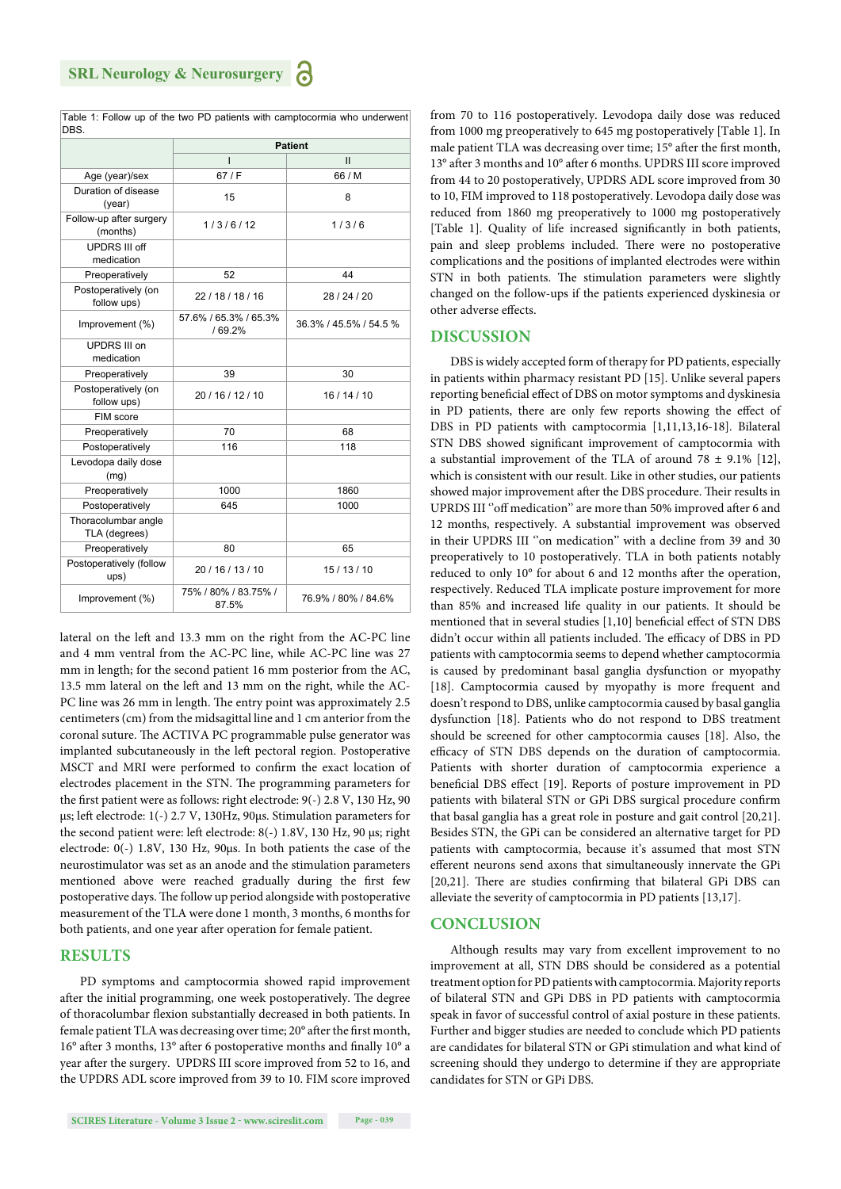Table 1: Follow up of the two PD patients with camptocormia who underwent DBS.

| | Patient | |
|---|---|---|
| | I | II |
| Age (year)/sex | 67 / F | 66 / M |
| Duration of disease (year) | 15 | 8 |
| Follow-up after surgery (months) | 1 / 3 / 6 / 12 | 1 / 3 / 6 |
| UPDRS III off medication | | |
| Preoperatively | 52 | 44 |
| Postoperatively (on follow ups) | 22 / 18 / 18 / 16 | 28 / 24 / 20 |
| Improvement (%) | 57.6% / 65.3% / 65.3% / 69.2% | 36.3% / 45.5% / 54.5 % |
| UPDRS III on medication | | |
| Preoperatively | 39 | 30 |
| Postoperatively (on follow ups) | 20 / 16 / 12 / 10 | 16 / 14 / 10 |
| FIM score | | |
| Preoperatively | 70 | 68 |
| Postoperatively | 116 | 118 |
| Levodopa daily dose (mg) | | |
| Preoperatively | 1000 | 1860 |
| Postoperatively | 645 | 1000 |
| Thoracolumbar angle TLA (degrees) | | |
| Preoperatively | 80 | 65 |
| Postoperatively (follow ups) | 20 / 16 / 13 / 10 | 15 / 13 / 10 |
| Improvement (%) | 75% / 80% / 83.75% / 87.5% | 76.9% / 80% / 84.6% |

lateral on the left and 13.3 mm on the right from the AC-PC line and 4 mm ventral from the AC-PC line, while AC-PC line was 27 mm in length; for the second patient 16 mm posterior from the AC, 13.5 mm lateral on the left and 13 mm on the right, while the AC-PC line was 26 mm in length. The entry point was approximately 2.5 centimeters (cm) from the midsagittal line and 1 cm anterior from the coronal suture. The ACTIVA PC programmable pulse generator was implanted subcutaneously in the left pectoral region. Postoperative MSCT and MRI were performed to confirm the exact location of electrodes placement in the STN. The programming parameters for the first patient were as follows: right electrode: 9(-) 2.8 V, 130 Hz, 90 µs; left electrode: 1(-) 2.7 V, 130Hz, 90µs. Stimulation parameters for the second patient were: left electrode: 8(-) 1.8V, 130 Hz, 90 µs; right electrode: 0(-) 1.8V, 130 Hz, 90µs. In both patients the case of the neurostimulator was set as an anode and the stimulation parameters mentioned above were reached gradually during the first few postoperative days. The follow up period alongside with postoperative measurement of the TLA were done 1 month, 3 months, 6 months for both patients, and one year after operation for female patient.

## RESULTS

PD symptoms and camptocormia showed rapid improvement after the initial programming, one week postoperatively. The degree of thoracolumbar flexion substantially decreased in both patients. In female patient TLA was decreasing over time; 20° after the first month, 16° after 3 months, 13° after 6 postoperative months and finally 10° a year after the surgery. UPDRS III score improved from 52 to 16, and the UPDRS ADL score improved from 39 to 10. FIM score improved from 70 to 116 postoperatively. Levodopa daily dose was reduced from 1000 mg preoperatively to 645 mg postoperatively [Table 1]. In male patient TLA was decreasing over time; 15° after the first month, 13° after 3 months and 10° after 6 months. UPDRS III score improved from 44 to 20 postoperatively, UPDRS ADL score improved from 30 to 10, FIM improved to 118 postoperatively. Levodopa daily dose was reduced from 1860 mg preoperatively to 1000 mg postoperatively [Table 1]. Quality of life increased significantly in both patients, pain and sleep problems included. There were no postoperative complications and the positions of implanted electrodes were within STN in both patients. The stimulation parameters were slightly changed on the follow-ups if the patients experienced dyskinesia or other adverse effects.

## DISCUSSION

DBS is widely accepted form of therapy for PD patients, especially in patients within pharmacy resistant PD [15]. Unlike several papers reporting beneficial effect of DBS on motor symptoms and dyskinesia in PD patients, there are only few reports showing the effect of DBS in PD patients with camptocormia [1,11,13,16-18]. Bilateral STN DBS showed significant improvement of camptocormia with a substantial improvement of the TLA of around 78 ± 9.1% [12], which is consistent with our result. Like in other studies, our patients showed major improvement after the DBS procedure. Their results in UPRDS III ''off medication'' are more than 50% improved after 6 and 12 months, respectively. A substantial improvement was observed in their UPDRS III ''on medication'' with a decline from 39 and 30 preoperatively to 10 postoperatively. TLA in both patients notably reduced to only 10° for about 6 and 12 months after the operation, respectively. Reduced TLA implicate posture improvement for more than 85% and increased life quality in our patients. It should be mentioned that in several studies [1,10] beneficial effect of STN DBS didn't occur within all patients included. The efficacy of DBS in PD patients with camptocormia seems to depend whether camptocormia is caused by predominant basal ganglia dysfunction or myopathy [18]. Camptocormia caused by myopathy is more frequent and doesn't respond to DBS, unlike camptocormia caused by basal ganglia dysfunction [18]. Patients who do not respond to DBS treatment should be screened for other camptocormia causes [18]. Also, the efficacy of STN DBS depends on the duration of camptocormia. Patients with shorter duration of camptocormia experience a beneficial DBS effect [19]. Reports of posture improvement in PD patients with bilateral STN or GPi DBS surgical procedure confirm that basal ganglia has a great role in posture and gait control [20,21]. Besides STN, the GPi can be considered an alternative target for PD patients with camptocormia, because it's assumed that most STN efferent neurons send axons that simultaneously innervate the GPi [20,21]. There are studies confirming that bilateral GPi DBS can alleviate the severity of camptocormia in PD patients [13,17].

## CONCLUSION

Although results may vary from excellent improvement to no improvement at all, STN DBS should be considered as a potential treatment option for PD patients with camptocormia. Majority reports of bilateral STN and GPi DBS in PD patients with camptocormia speak in favor of successful control of axial posture in these patients. Further and bigger studies are needed to conclude which PD patients are candidates for bilateral STN or GPi stimulation and what kind of screening should they undergo to determine if they are appropriate candidates for STN or GPi DBS.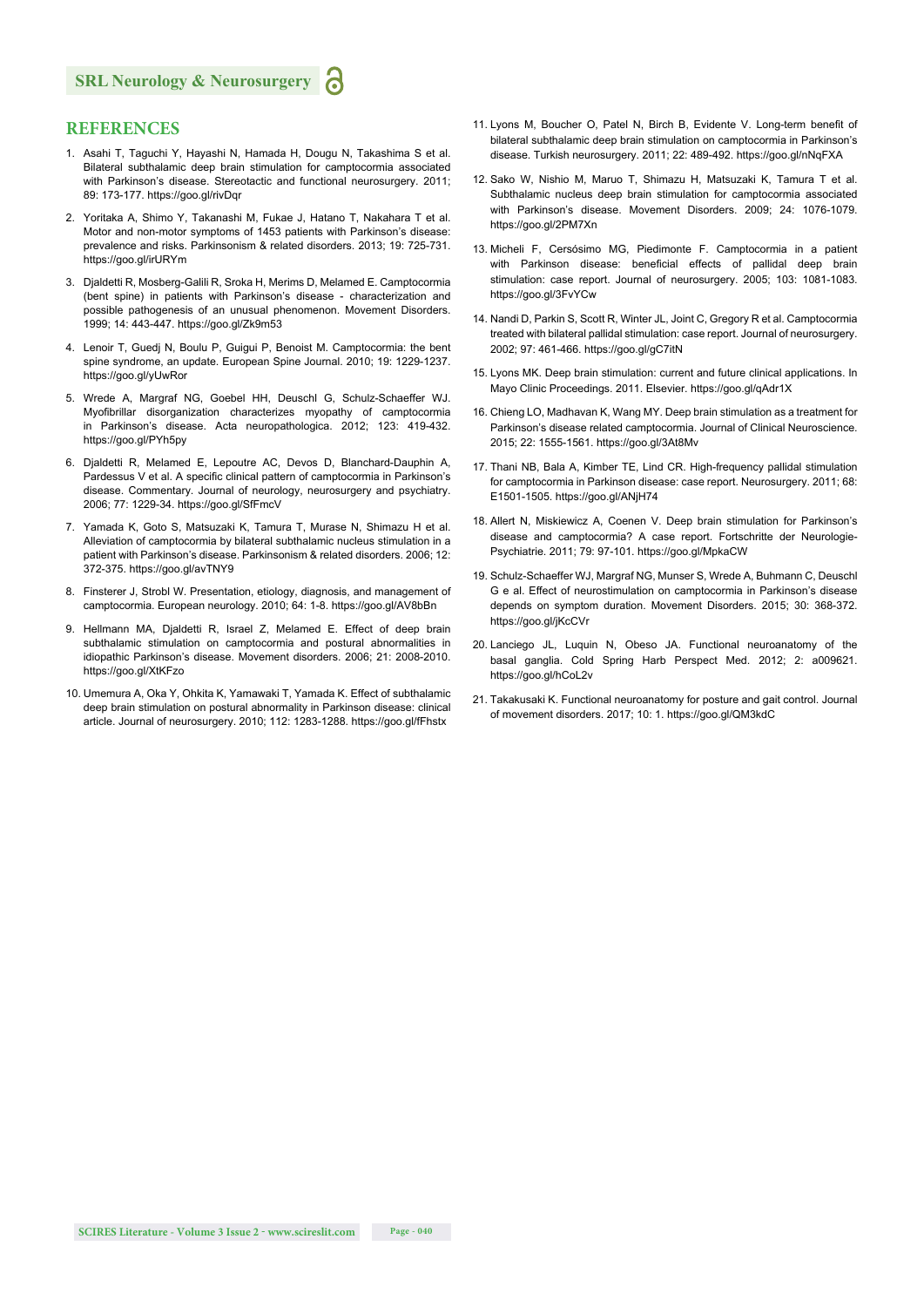## REFERENCES

1. Asahi T, Taguchi Y, Hayashi N, Hamada H, Dougu N, Takashima S et al. Bilateral subthalamic deep brain stimulation for camptocormia associated with Parkinson's disease. Stereotactic and functional neurosurgery. 2011; 89: 173-177. https://goo.gl/rivDqr

2. Yoritaka A, Shimo Y, Takanashi M, Fukae J, Hatano T, Nakahara T et al. Motor and non-motor symptoms of 1453 patients with Parkinson's disease: prevalence and risks. Parkinsonism & related disorders. 2013; 19: 725-731. https://goo.gl/irURYm

3. Djaldetti R, Mosberg-Galili R, Sroka H, Merims D, Melamed E. Camptocormia (bent spine) in patients with Parkinson's disease - characterization and possible pathogenesis of an unusual phenomenon. Movement Disorders. 1999; 14: 443-447. https://goo.gl/Zk9m53

4. Lenoir T, Guedj N, Boulu P, Guigui P, Benoist M. Camptocormia: the bent spine syndrome, an update. European Spine Journal. 2010; 19: 1229-1237. https://goo.gl/yUwRor

5. Wrede A, Margraf NG, Goebel HH, Deuschl G, Schulz-Schaeffer WJ. Myofibrillar disorganization characterizes myopathy of camptocormia in Parkinson's disease. Acta neuropathologica. 2012; 123: 419-432. https://goo.gl/PYh5py

6. Djaldetti R, Melamed E, Lepoutre AC, Devos D, Blanchard-Dauphin A, Pardessus V et al. A specific clinical pattern of camptocormia in Parkinson's disease. Commentary. Journal of neurology, neurosurgery and psychiatry. 2006; 77: 1229-34. https://goo.gl/SfFmcV

7. Yamada K, Goto S, Matsuzaki K, Tamura T, Murase N, Shimazu H et al. Alleviation of camptocormia by bilateral subthalamic nucleus stimulation in a patient with Parkinson's disease. Parkinsonism & related disorders. 2006; 12: 372-375. https://goo.gl/avTNY9

8. Finsterer J, Strobl W. Presentation, etiology, diagnosis, and management of camptocormia. European neurology. 2010; 64: 1-8. https://goo.gl/AV8bBn

9. Hellmann MA, Djaldetti R, Israel Z, Melamed E. Effect of deep brain subthalamic stimulation on camptocormia and postural abnormalities in idiopathic Parkinson's disease. Movement disorders. 2006; 21: 2008-2010. https://goo.gl/XtKFzo

10. Umemura A, Oka Y, Ohkita K, Yamawaki T, Yamada K. Effect of subthalamic deep brain stimulation on postural abnormality in Parkinson disease: clinical article. Journal of neurosurgery. 2010; 112: 1283-1288. https://goo.gl/fFhstx

11. Lyons M, Boucher O, Patel N, Birch B, Evidente V. Long-term benefit of bilateral subthalamic deep brain stimulation on camptocormia in Parkinson's disease. Turkish neurosurgery. 2011; 22: 489-492. https://goo.gl/nNqFXA

12. Sako W, Nishio M, Maruo T, Shimazu H, Matsuzaki K, Tamura T et al. Subthalamic nucleus deep brain stimulation for camptocormia associated with Parkinson's disease. Movement Disorders. 2009; 24: 1076-1079. https://goo.gl/2PM7Xn

13. Micheli F, Cersósimo MG, Piedimonte F. Camptocormia in a patient with Parkinson disease: beneficial effects of pallidal deep brain stimulation: case report. Journal of neurosurgery. 2005; 103: 1081-1083. https://goo.gl/3FvYCw

14. Nandi D, Parkin S, Scott R, Winter JL, Joint C, Gregory R et al. Camptocormia treated with bilateral pallidal stimulation: case report. Journal of neurosurgery. 2002; 97: 461-466. https://goo.gl/gC7itN

15. Lyons MK. Deep brain stimulation: current and future clinical applications. In Mayo Clinic Proceedings. 2011. Elsevier. https://goo.gl/qAdr1X

16. Chieng LO, Madhavan K, Wang MY. Deep brain stimulation as a treatment for Parkinson's disease related camptocormia. Journal of Clinical Neuroscience. 2015; 22: 1555-1561. https://goo.gl/3At8Mv

17. Thani NB, Bala A, Kimber TE, Lind CR. High-frequency pallidal stimulation for camptocormia in Parkinson disease: case report. Neurosurgery. 2011; 68: E1501-1505. https://goo.gl/ANjH74

18. Allert N, Miskiewicz A, Coenen V. Deep brain stimulation for Parkinson's disease and camptocormia? A case report. Fortschritte der Neurologie-Psychiatrie. 2011; 79: 97-101. https://goo.gl/MpkaCW

19. Schulz-Schaeffer WJ, Margraf NG, Munser S, Wrede A, Buhmann C, Deuschl G e al. Effect of neurostimulation on camptocormia in Parkinson's disease depends on symptom duration. Movement Disorders. 2015; 30: 368-372. https://goo.gl/jKcCVr

20. Lanciego JL, Luquin N, Obeso JA. Functional neuroanatomy of the basal ganglia. Cold Spring Harb Perspect Med. 2012; 2: a009621. https://goo.gl/hCoL2v

21. Takakusaki K. Functional neuroanatomy for posture and gait control. Journal of movement disorders. 2017; 10: 1. https://goo.gl/QM3kdC